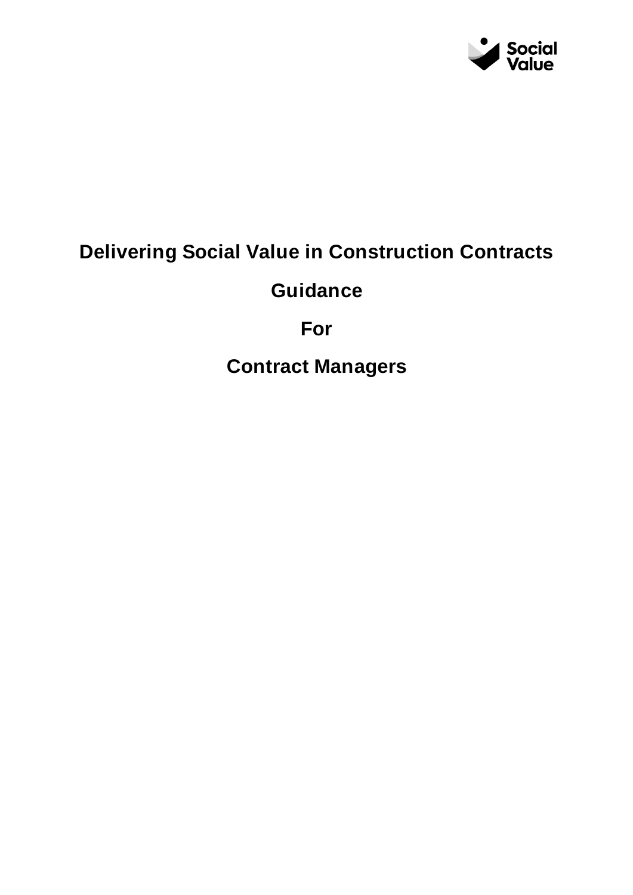Social Value

# Delivering Social Value in Construction Contracts

# Guidance

# For

# Contract Managers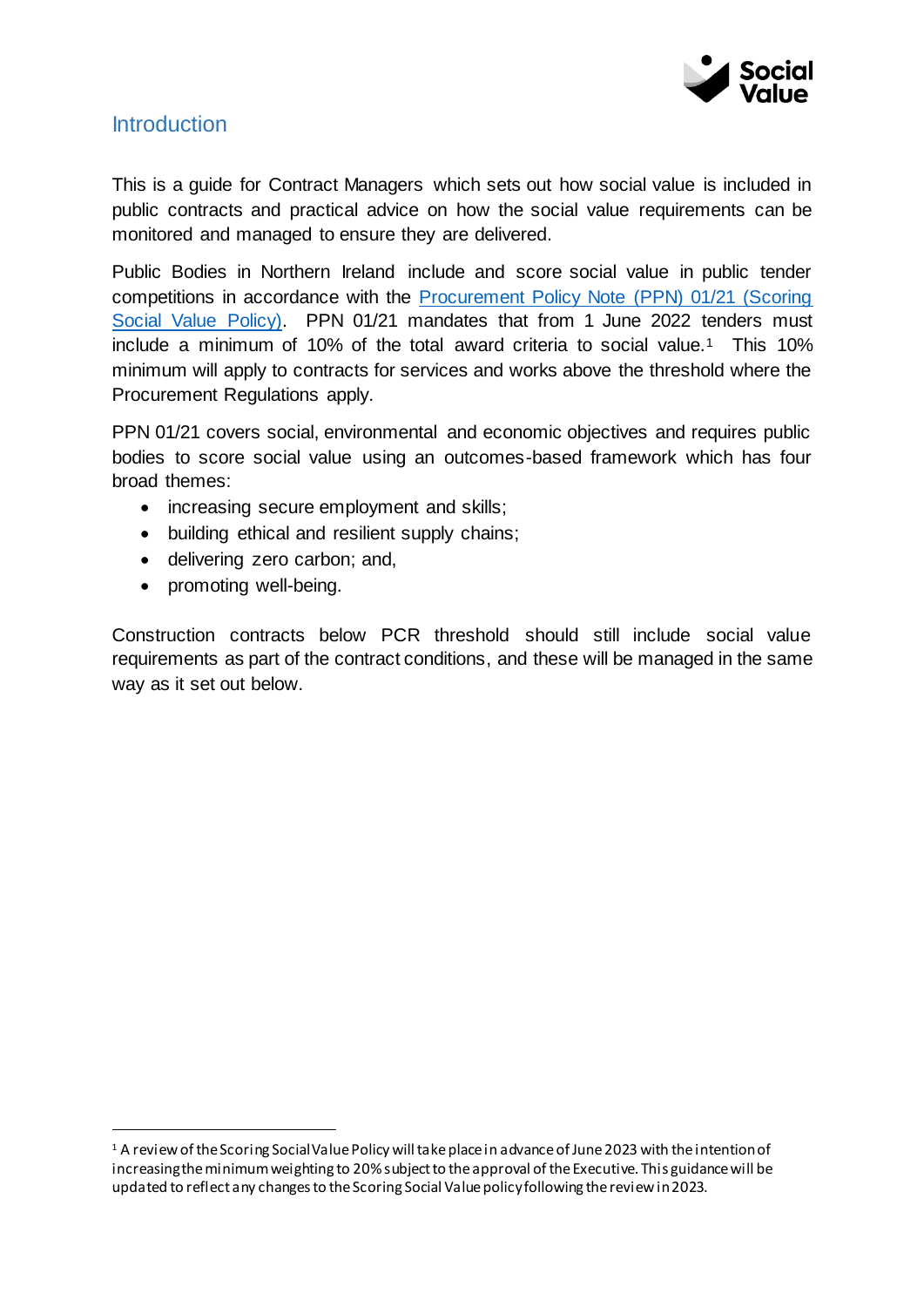## Introduction

This is a guide for Contract Managers which sets out how social value is included in public contracts and practical advice on how the social value requirements can be monitored and managed to ensure they are delivered.

Public Bodies in Northern Ireland include and score social value in public tender competitions in accordance with the [Procurement Policy Note (PPN) 01/21 (Scoring Social Value Policy)](). PPN 01/21 mandates that from 1 June 2022 tenders must include a minimum of 10% of the total award criteria to social value.[1] This 10% minimum will apply to contracts for services and works above the threshold where the Procurement Regulations apply.

PPN 01/21 covers social, environmental and economic objectives and requires public bodies to score social value using an outcomes-based framework which has four broad themes:

- increasing secure employment and skills;
- building ethical and resilient supply chains;
- delivering zero carbon; and,
- promoting well-being.

Construction contracts below PCR threshold should still include social value requirements as part of the contract conditions, and these will be managed in the same way as it set out below.

---

[1] A review of the Scoring Social Value Policy will take place in advance of June 2023 with the intention of increasing the minimum weighting to 20% subject to the approval of the Executive. This guidance will be updated to reflect any changes to the Scoring Social Value policy following the review in 2023.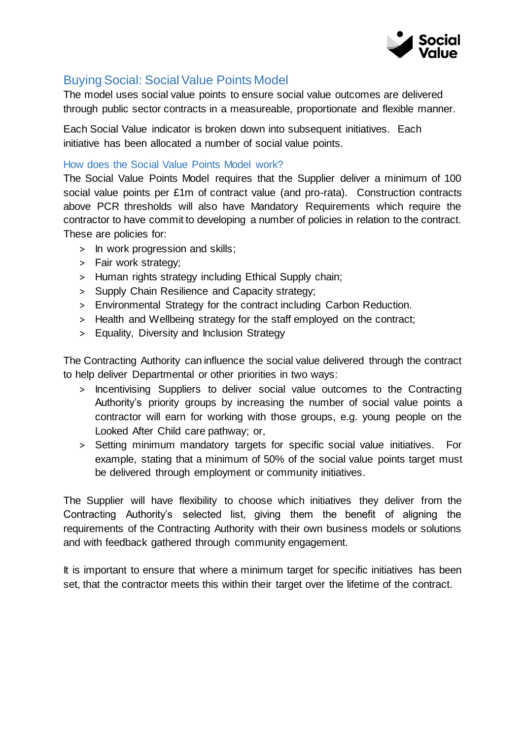## Buying Social: Social Value Points Model

The model uses social value points to ensure social value outcomes are delivered through public sector contracts in a measureable, proportionate and flexible manner.

Each Social Value indicator is broken down into subsequent initiatives. Each initiative has been allocated a number of social value points.

### How does the Social Value Points Model work?

The Social Value Points Model requires that the Supplier deliver a minimum of 100 social value points per £1m of contract value (and pro-rata). Construction contracts above PCR thresholds will also have Mandatory Requirements which require the contractor to have commit to developing a number of policies in relation to the contract. These are policies for:

- In work progression and skills;
- Fair work strategy;
- Human rights strategy including Ethical Supply chain;
- Supply Chain Resilience and Capacity strategy;
- Environmental Strategy for the contract including Carbon Reduction.
- Health and Wellbeing strategy for the staff employed on the contract;
- Equality, Diversity and Inclusion Strategy

The Contracting Authority can influence the social value delivered through the contract to help deliver Departmental or other priorities in two ways:

- Incentivising Suppliers to deliver social value outcomes to the Contracting Authority's priority groups by increasing the number of social value points a contractor will earn for working with those groups, e.g. young people on the Looked After Child care pathway; or,
- Setting minimum mandatory targets for specific social value initiatives. For example, stating that a minimum of 50% of the social value points target must be delivered through employment or community initiatives.

The Supplier will have flexibility to choose which initiatives they deliver from the Contracting Authority's selected list, giving them the benefit of aligning the requirements of the Contracting Authority with their own business models or solutions and with feedback gathered through community engagement.

It is important to ensure that where a minimum target for specific initiatives has been set, that the contractor meets this within their target over the lifetime of the contract.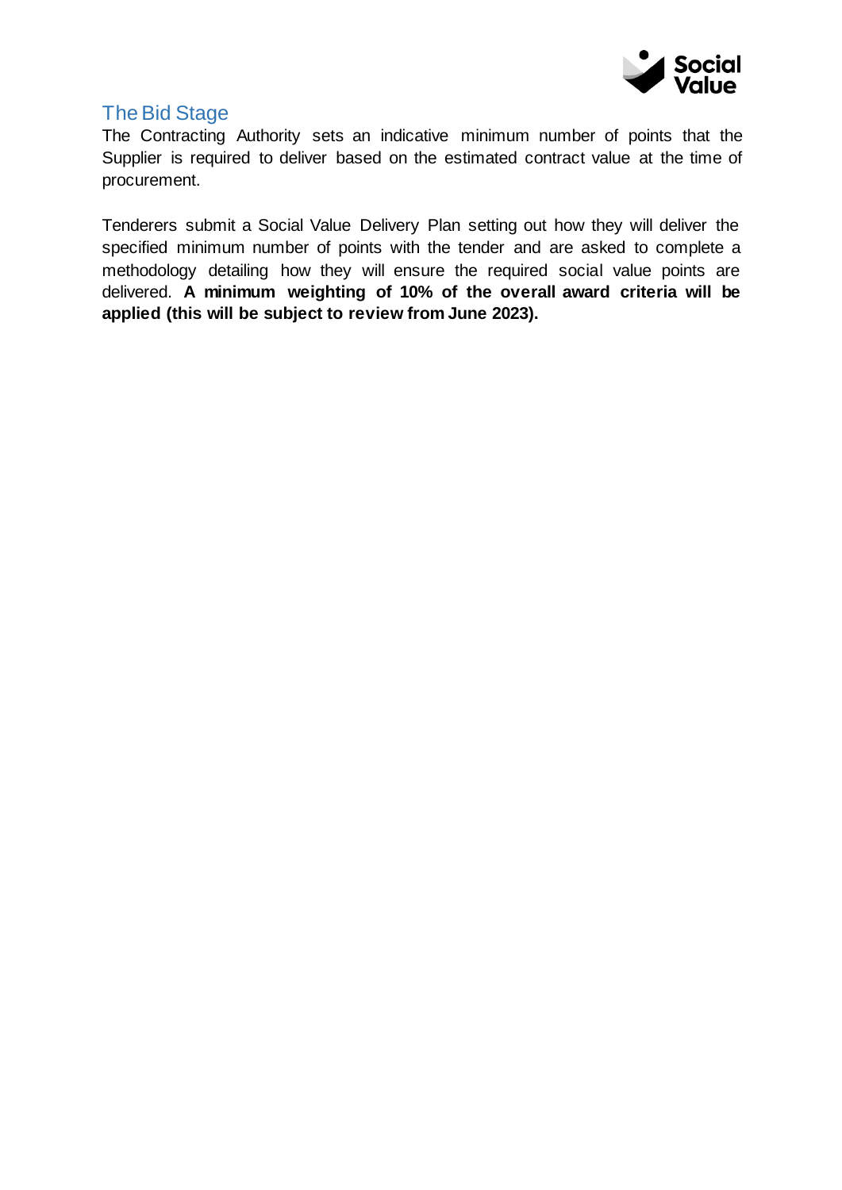## The Bid Stage

The Contracting Authority sets an indicative minimum number of points that the Supplier is required to deliver based on the estimated contract value at the time of procurement.

Tenderers submit a Social Value Delivery Plan setting out how they will deliver the specified minimum number of points with the tender and are asked to complete a methodology detailing how they will ensure the required social value points are delivered. **A minimum weighting of 10% of the overall award criteria will be applied (this will be subject to review from June 2023).**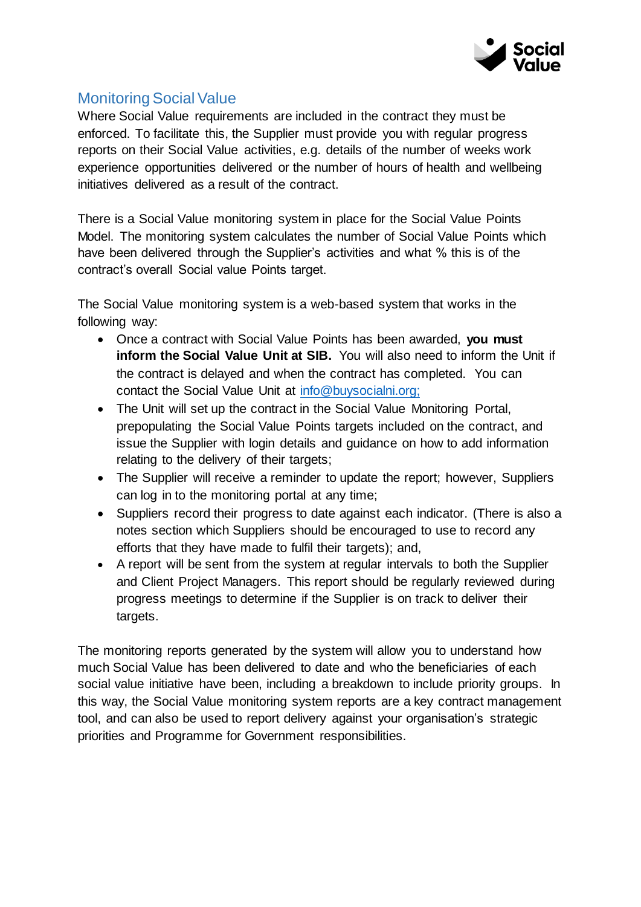## Monitoring Social Value

Where Social Value requirements are included in the contract they must be enforced. To facilitate this, the Supplier must provide you with regular progress reports on their Social Value activities, e.g. details of the number of weeks work experience opportunities delivered or the number of hours of health and wellbeing initiatives delivered as a result of the contract.

There is a Social Value monitoring system in place for the Social Value Points Model. The monitoring system calculates the number of Social Value Points which have been delivered through the Supplier's activities and what % this is of the contract's overall Social value Points target.

The Social Value monitoring system is a web-based system that works in the following way:

- Once a contract with Social Value Points has been awarded, **you must inform the Social Value Unit at SIB.** You will also need to inform the Unit if the contract is delayed and when the contract has completed. You can contact the Social Value Unit at info@buysocialni.org;
- The Unit will set up the contract in the Social Value Monitoring Portal, prepopulating the Social Value Points targets included on the contract, and issue the Supplier with login details and guidance on how to add information relating to the delivery of their targets;
- The Supplier will receive a reminder to update the report; however, Suppliers can log in to the monitoring portal at any time;
- Suppliers record their progress to date against each indicator. (There is also a notes section which Suppliers should be encouraged to use to record any efforts that they have made to fulfil their targets); and,
- A report will be sent from the system at regular intervals to both the Supplier and Client Project Managers. This report should be regularly reviewed during progress meetings to determine if the Supplier is on track to deliver their targets.

The monitoring reports generated by the system will allow you to understand how much Social Value has been delivered to date and who the beneficiaries of each social value initiative have been, including a breakdown to include priority groups. In this way, the Social Value monitoring system reports are a key contract management tool, and can also be used to report delivery against your organisation's strategic priorities and Programme for Government responsibilities.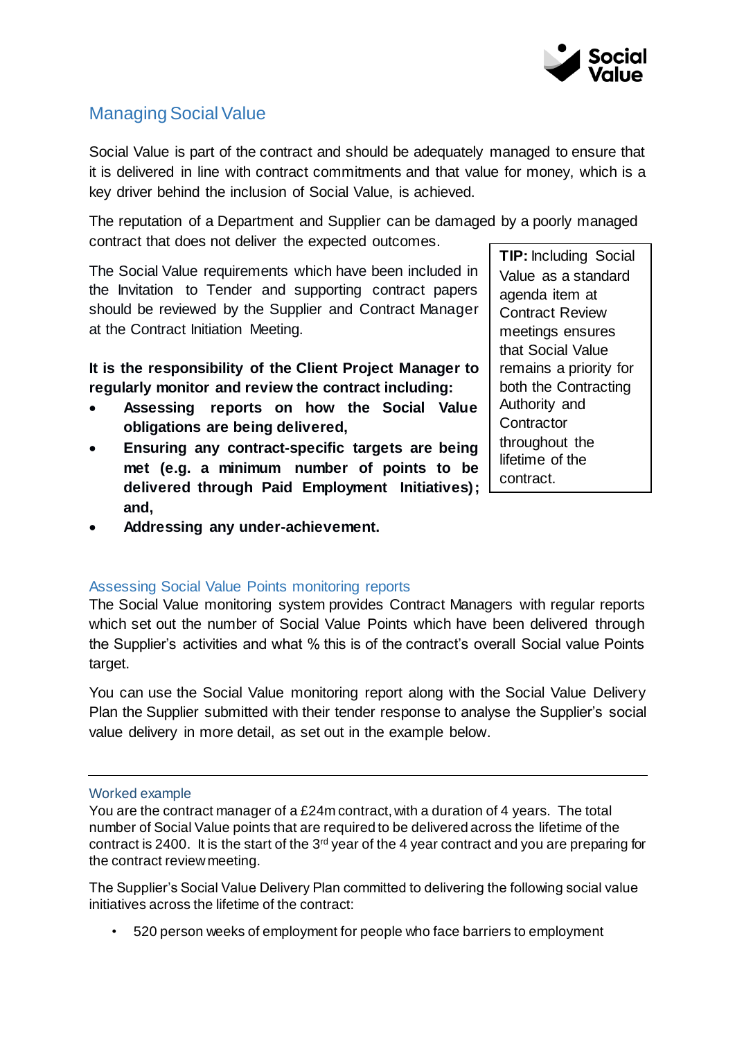## Managing Social Value

Social Value is part of the contract and should be adequately managed to ensure that it is delivered in line with contract commitments and that value for money, which is a key driver behind the inclusion of Social Value, is achieved.

The reputation of a Department and Supplier can be damaged by a poorly managed contract that does not deliver the expected outcomes.

The Social Value requirements which have been included in the Invitation to Tender and supporting contract papers should be reviewed by the Supplier and Contract Manager at the Contract Initiation Meeting.

> **TIP:** Including Social Value as a standard agenda item at Contract Review meetings ensures that Social Value remains a priority for both the Contracting Authority and Contractor throughout the lifetime of the contract.

**It is the responsibility of the Client Project Manager to regularly monitor and review the contract including:**

- **Assessing reports on how the Social Value obligations are being delivered,**
- **Ensuring any contract-specific targets are being met (e.g. a minimum number of points to be delivered through Paid Employment Initiatives); and,**
- **Addressing any under-achievement.**

### Assessing Social Value Points monitoring reports

The Social Value monitoring system provides Contract Managers with regular reports which set out the number of Social Value Points which have been delivered through the Supplier's activities and what % this is of the contract's overall Social value Points target.

You can use the Social Value monitoring report along with the Social Value Delivery Plan the Supplier submitted with their tender response to analyse the Supplier's social value delivery in more detail, as set out in the example below.

---

#### Worked example

You are the contract manager of a £24m contract, with a duration of 4 years. The total number of Social Value points that are required to be delivered across the lifetime of the contract is 2400. It is the start of the 3rd year of the 4 year contract and you are preparing for the contract review meeting.

The Supplier's Social Value Delivery Plan committed to delivering the following social value initiatives across the lifetime of the contract:

- 520 person weeks of employment for people who face barriers to employment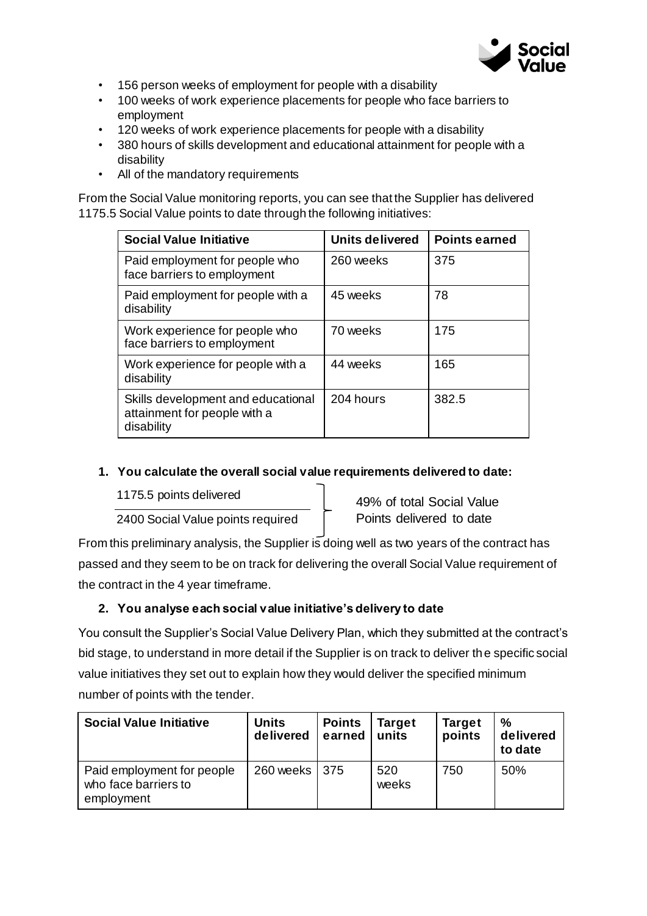- 156 person weeks of employment for people with a disability
- 100 weeks of work experience placements for people who face barriers to employment
- 120 weeks of work experience placements for people with a disability
- 380 hours of skills development and educational attainment for people with a disability
- All of the mandatory requirements

From the Social Value monitoring reports, you can see that the Supplier has delivered 1175.5 Social Value points to date through the following initiatives:

| Social Value Initiative | Units delivered | Points earned |
|---|---|---|
| Paid employment for people who face barriers to employment | 260 weeks | 375 |
| Paid employment for people with a disability | 45 weeks | 78 |
| Work experience for people who face barriers to employment | 70 weeks | 175 |
| Work experience for people with a disability | 44 weeks | 165 |
| Skills development and educational attainment for people with a disability | 204 hours | 382.5 |

**1. You calculate the overall social value requirements delivered to date:**

$$\frac{\text{1175.5 points delivered}}{\text{2400 Social Value points required}}$$ 49% of total Social Value Points delivered to date

From this preliminary analysis, the Supplier is doing well as two years of the contract has passed and they seem to be on track for delivering the overall Social Value requirement of the contract in the 4 year timeframe.

**2. You analyse each social value initiative's delivery to date**

You consult the Supplier's Social Value Delivery Plan, which they submitted at the contract's bid stage, to understand in more detail if the Supplier is on track to deliver the specific social value initiatives they set out to explain how they would deliver the specified minimum number of points with the tender.

| Social Value Initiative | Units delivered | Points earned | Target units | Target points | % delivered to date |
|---|---|---|---|---|---|
| Paid employment for people who face barriers to employment | 260 weeks | 375 | 520 weeks | 750 | 50% |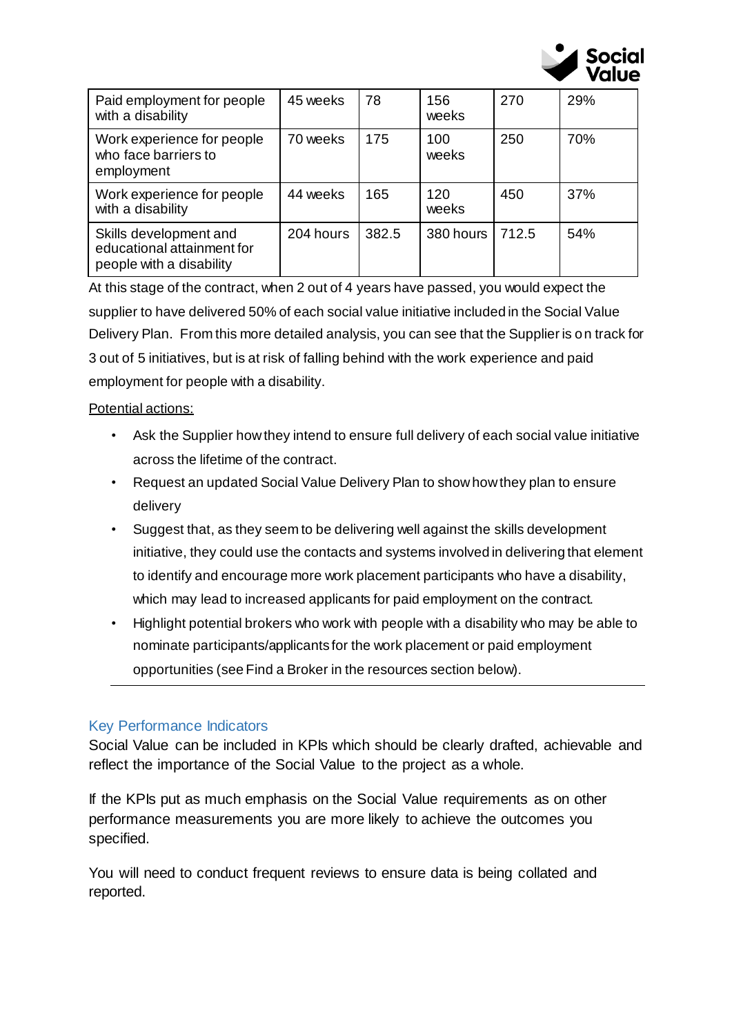| | | | | | |
|---|---|---|---|---|---|
| Paid employment for people with a disability | 45 weeks | 78 | 156 weeks | 270 | 29% |
| Work experience for people who face barriers to employment | 70 weeks | 175 | 100 weeks | 250 | 70% |
| Work experience for people with a disability | 44 weeks | 165 | 120 weeks | 450 | 37% |
| Skills development and educational attainment for people with a disability | 204 hours | 382.5 | 380 hours | 712.5 | 54% |

At this stage of the contract, when 2 out of 4 years have passed, you would expect the supplier to have delivered 50% of each social value initiative included in the Social Value Delivery Plan. From this more detailed analysis, you can see that the Supplier is on track for 3 out of 5 initiatives, but is at risk of falling behind with the work experience and paid employment for people with a disability.

Potential actions:

- Ask the Supplier how they intend to ensure full delivery of each social value initiative across the lifetime of the contract.
- Request an updated Social Value Delivery Plan to show how they plan to ensure delivery
- Suggest that, as they seem to be delivering well against the skills development initiative, they could use the contacts and systems involved in delivering that element to identify and encourage more work placement participants who have a disability, which may lead to increased applicants for paid employment on the contract.
- Highlight potential brokers who work with people with a disability who may be able to nominate participants/applicants for the work placement or paid employment opportunities (see Find a Broker in the resources section below).

## Key Performance Indicators

Social Value can be included in KPIs which should be clearly drafted, achievable and reflect the importance of the Social Value to the project as a whole.

If the KPIs put as much emphasis on the Social Value requirements as on other performance measurements you are more likely to achieve the outcomes you specified.

You will need to conduct frequent reviews to ensure data is being collated and reported.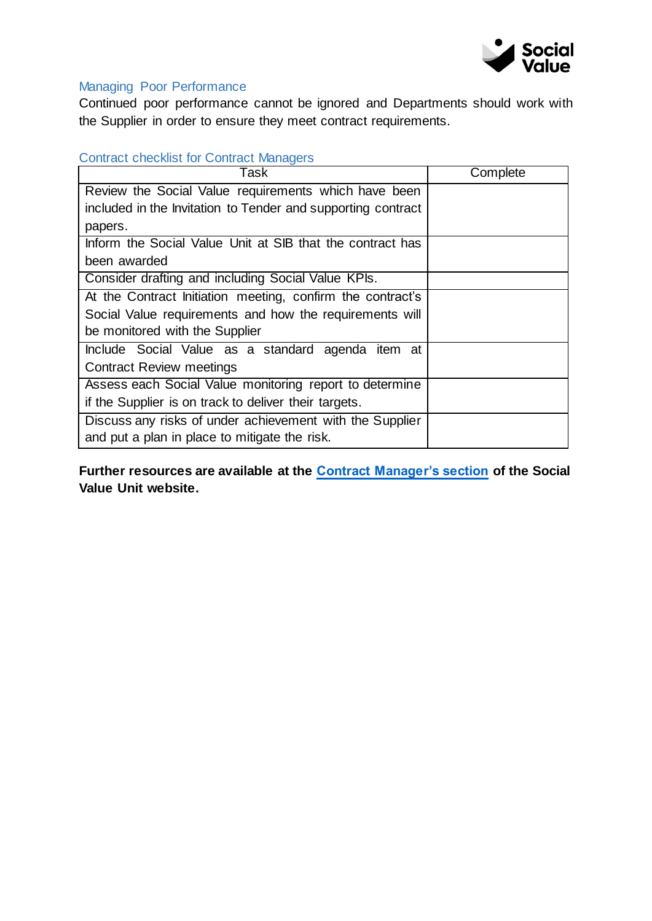## Managing Poor Performance

Continued poor performance cannot be ignored and Departments should work with the Supplier in order to ensure they meet contract requirements.

## Contract checklist for Contract Managers

| Task | Complete |
|---|---|
| Review the Social Value requirements which have been included in the Invitation to Tender and supporting contract papers. | |
| Inform the Social Value Unit at SIB that the contract has been awarded | |
| Consider drafting and including Social Value KPIs. | |
| At the Contract Initiation meeting, confirm the contract's Social Value requirements and how the requirements will be monitored with the Supplier | |
| Include Social Value as a standard agenda item at Contract Review meetings | |
| Assess each Social Value monitoring report to determine if the Supplier is on track to deliver their targets. | |
| Discuss any risks of under achievement with the Supplier and put a plan in place to mitigate the risk. | |

**Further resources are available at the Contract Manager's section of the Social Value Unit website.**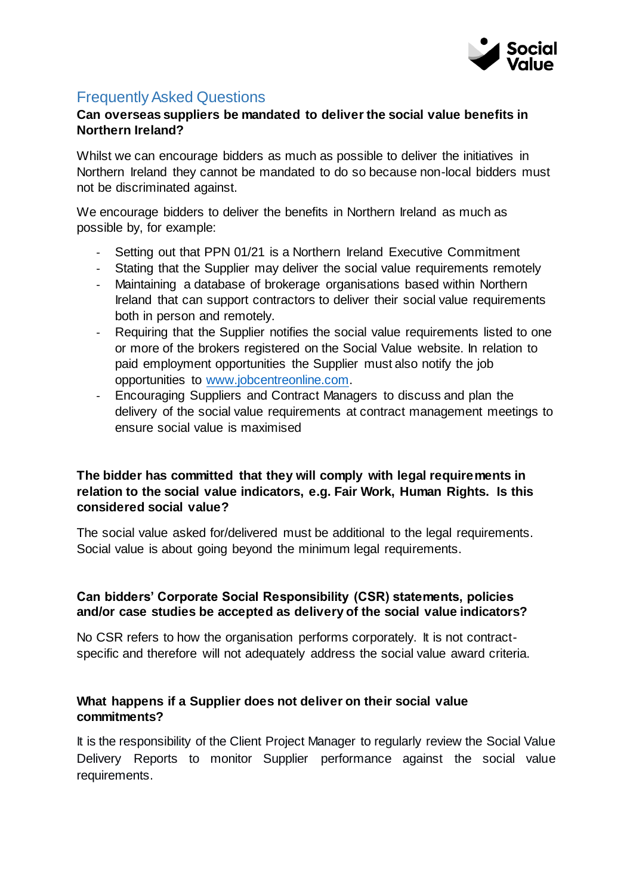## Frequently Asked Questions

**Can overseas suppliers be mandated to deliver the social value benefits in Northern Ireland?**

Whilst we can encourage bidders as much as possible to deliver the initiatives in Northern Ireland they cannot be mandated to do so because non-local bidders must not be discriminated against.

We encourage bidders to deliver the benefits in Northern Ireland as much as possible by, for example:

- Setting out that PPN 01/21 is a Northern Ireland Executive Commitment
- Stating that the Supplier may deliver the social value requirements remotely
- Maintaining a database of brokerage organisations based within Northern Ireland that can support contractors to deliver their social value requirements both in person and remotely.
- Requiring that the Supplier notifies the social value requirements listed to one or more of the brokers registered on the Social Value website. In relation to paid employment opportunities the Supplier must also notify the job opportunities to www.jobcentreonline.com.
- Encouraging Suppliers and Contract Managers to discuss and plan the delivery of the social value requirements at contract management meetings to ensure social value is maximised

**The bidder has committed that they will comply with legal requirements in relation to the social value indicators, e.g. Fair Work, Human Rights. Is this considered social value?**

The social value asked for/delivered must be additional to the legal requirements. Social value is about going beyond the minimum legal requirements.

**Can bidders' Corporate Social Responsibility (CSR) statements, policies and/or case studies be accepted as delivery of the social value indicators?**

No CSR refers to how the organisation performs corporately. It is not contract-specific and therefore will not adequately address the social value award criteria.

**What happens if a Supplier does not deliver on their social value commitments?**

It is the responsibility of the Client Project Manager to regularly review the Social Value Delivery Reports to monitor Supplier performance against the social value requirements.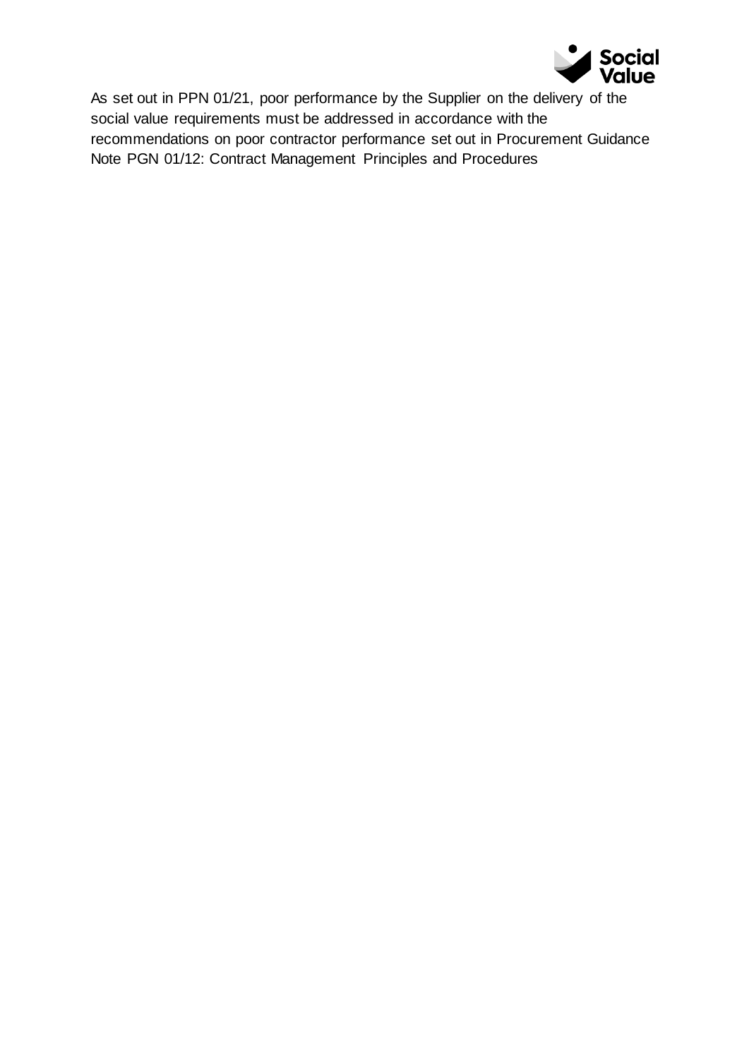As set out in PPN 01/21, poor performance by the Supplier on the delivery of the social value requirements must be addressed in accordance with the recommendations on poor contractor performance set out in Procurement Guidance Note PGN 01/12: Contract Management Principles and Procedures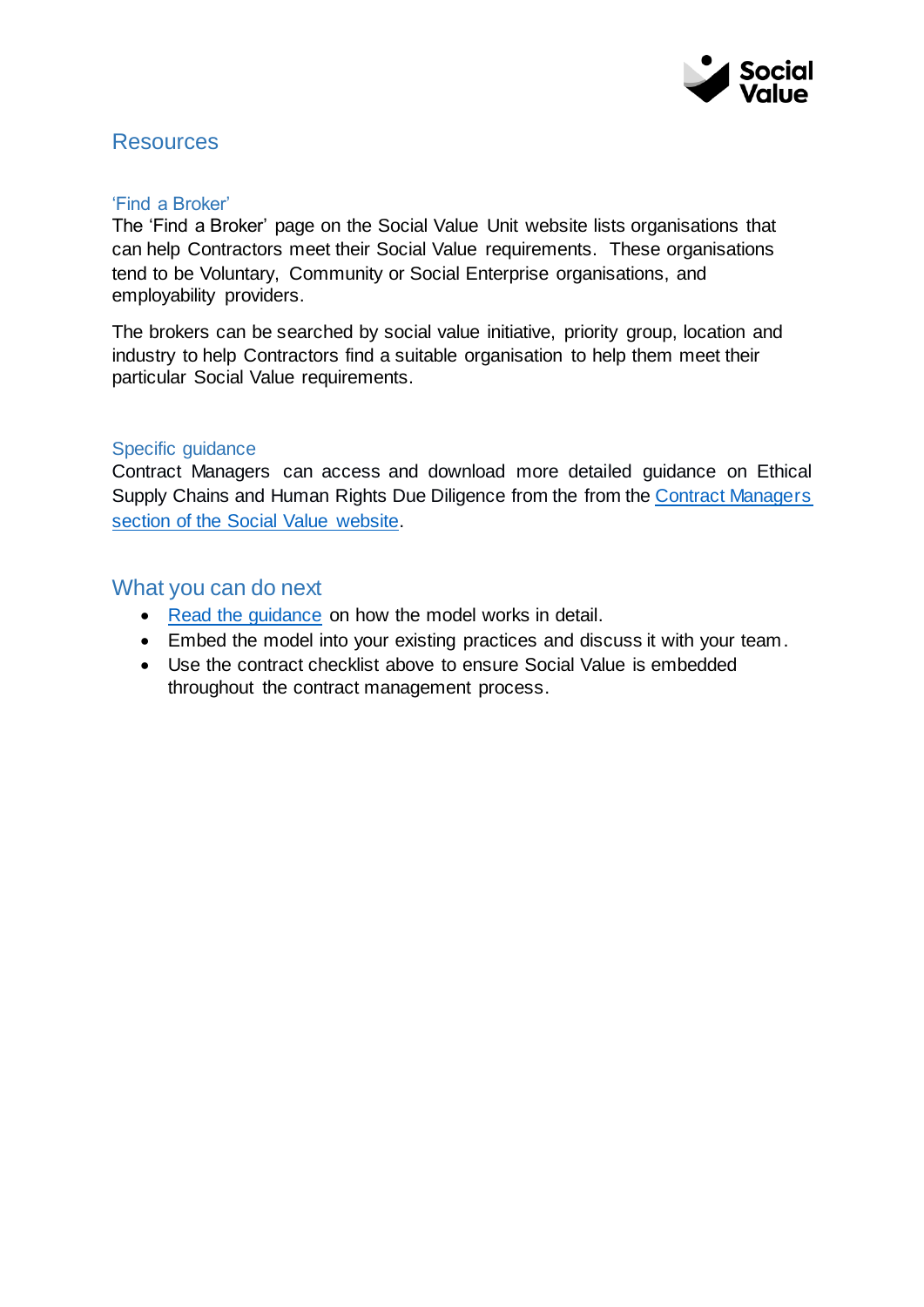## Resources

### 'Find a Broker'

The 'Find a Broker' page on the Social Value Unit website lists organisations that can help Contractors meet their Social Value requirements. These organisations tend to be Voluntary, Community or Social Enterprise organisations, and employability providers.

The brokers can be searched by social value initiative, priority group, location and industry to help Contractors find a suitable organisation to help them meet their particular Social Value requirements.

### Specific guidance

Contract Managers can access and download more detailed guidance on Ethical Supply Chains and Human Rights Due Diligence from the from the Contract Managers section of the Social Value website.

## What you can do next

- Read the guidance on how the model works in detail.
- Embed the model into your existing practices and discuss it with your team.
- Use the contract checklist above to ensure Social Value is embedded throughout the contract management process.